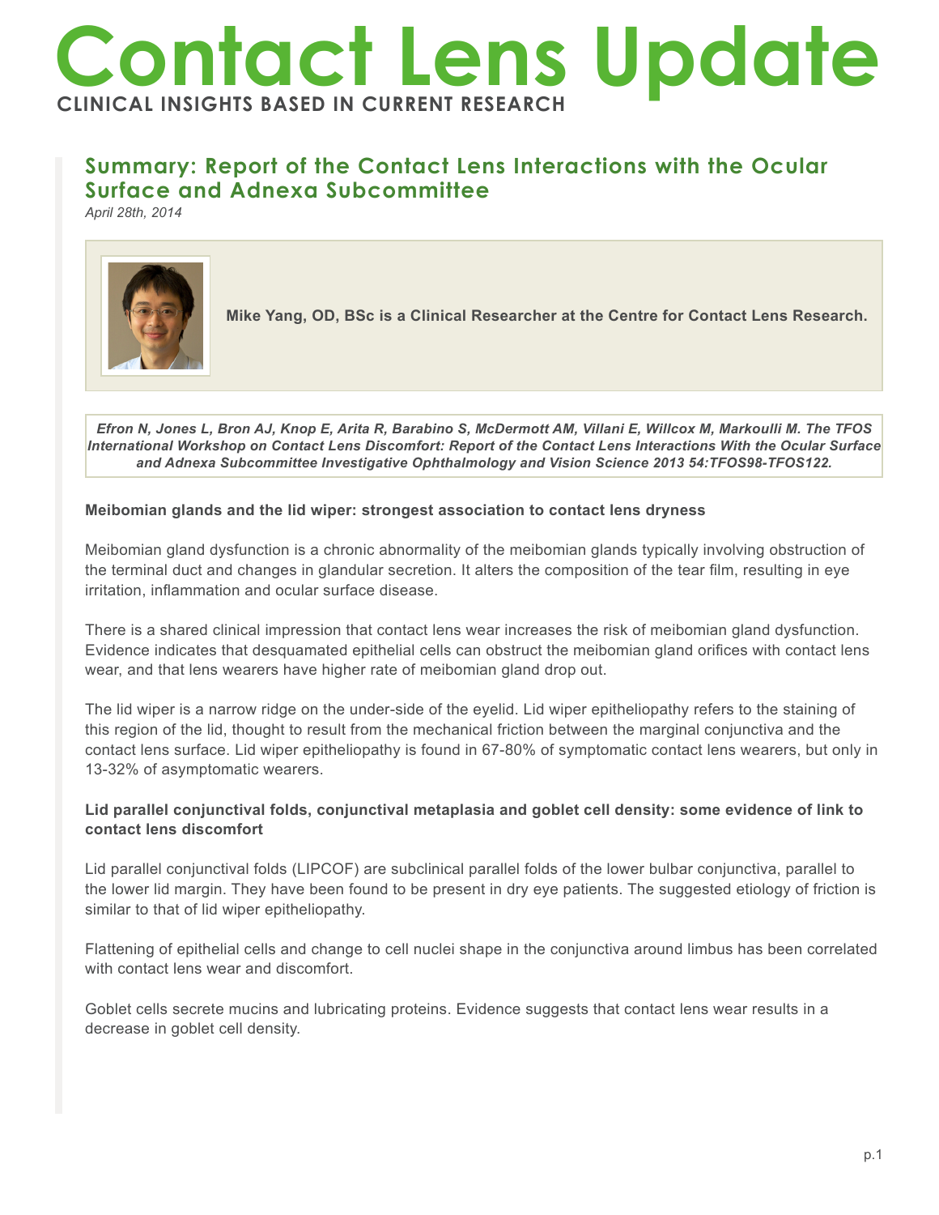# Contact Lens Update

**CLINICAL INSIGHTS BASED IN CURRENT RESEARCH**

## Summary: Report of the Contact Lens Interactions with the Ocular Surface and Adnexa Subcommittee

*April 28th, 2014*

**Mike Yang, OD, BSc is a Clinical Researcher at the Centre for Contact Lens Research.**

***Efron N, Jones L, Bron AJ, Knop E, Arita R, Barabino S, McDermott AM, Villani E, Willcox M, Markoulli M. The TFOS International Workshop on Contact Lens Discomfort: Report of the Contact Lens Interactions With the Ocular Surface and Adnexa Subcommittee Investigative Ophthalmology and Vision Science 2013 54:TFOS98-TFOS122.***

**Meibomian glands and the lid wiper: strongest association to contact lens dryness**

Meibomian gland dysfunction is a chronic abnormality of the meibomian glands typically involving obstruction of the terminal duct and changes in glandular secretion. It alters the composition of the tear film, resulting in eye irritation, inflammation and ocular surface disease.

There is a shared clinical impression that contact lens wear increases the risk of meibomian gland dysfunction. Evidence indicates that desquamated epithelial cells can obstruct the meibomian gland orifices with contact lens wear, and that lens wearers have higher rate of meibomian gland drop out.

The lid wiper is a narrow ridge on the under-side of the eyelid. Lid wiper epitheliopathy refers to the staining of this region of the lid, thought to result from the mechanical friction between the marginal conjunctiva and the contact lens surface. Lid wiper epitheliopathy is found in 67-80% of symptomatic contact lens wearers, but only in 13-32% of asymptomatic wearers.

**Lid parallel conjunctival folds, conjunctival metaplasia and goblet cell density: some evidence of link to contact lens discomfort**

Lid parallel conjunctival folds (LIPCOF) are subclinical parallel folds of the lower bulbar conjunctiva, parallel to the lower lid margin. They have been found to be present in dry eye patients. The suggested etiology of friction is similar to that of lid wiper epitheliopathy.

Flattening of epithelial cells and change to cell nuclei shape in the conjunctiva around limbus has been correlated with contact lens wear and discomfort.

Goblet cells secrete mucins and lubricating proteins. Evidence suggests that contact lens wear results in a decrease in goblet cell density.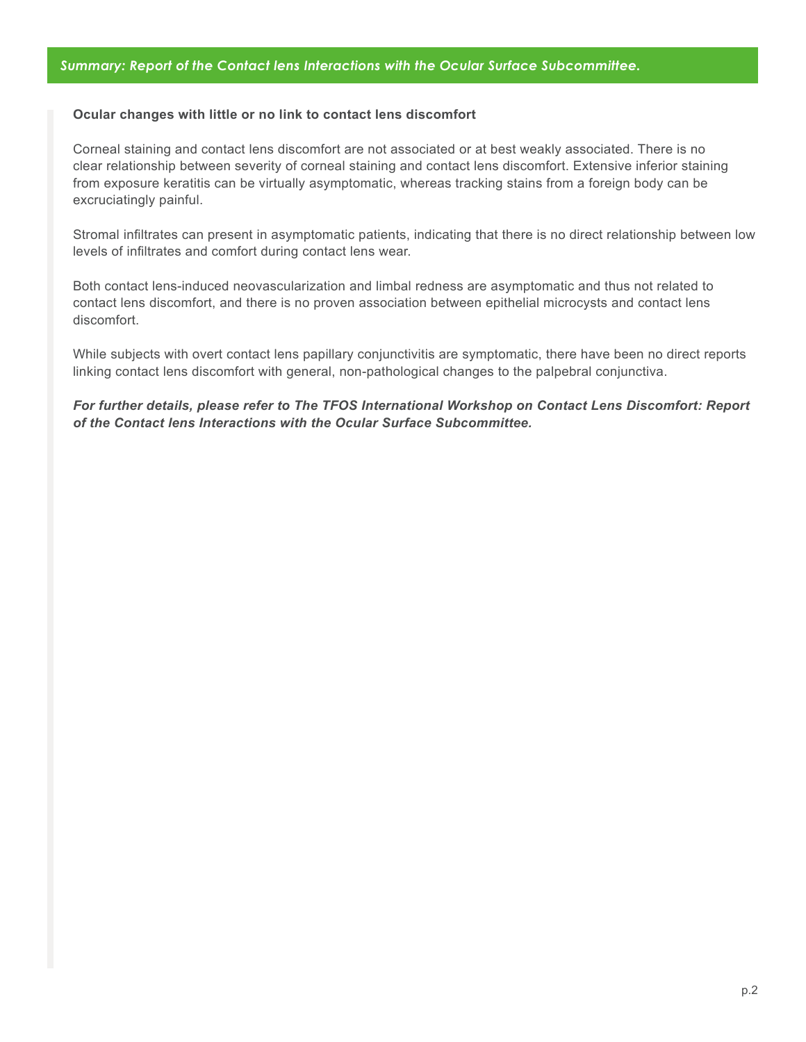*Summary: Report of the Contact lens Interactions with the Ocular Surface Subcommittee.*

**Ocular changes with little or no link to contact lens discomfort**

Corneal staining and contact lens discomfort are not associated or at best weakly associated. There is no clear relationship between severity of corneal staining and contact lens discomfort. Extensive inferior staining from exposure keratitis can be virtually asymptomatic, whereas tracking stains from a foreign body can be excruciatingly painful.

Stromal infiltrates can present in asymptomatic patients, indicating that there is no direct relationship between low levels of infiltrates and comfort during contact lens wear.

Both contact lens-induced neovascularization and limbal redness are asymptomatic and thus not related to contact lens discomfort, and there is no proven association between epithelial microcysts and contact lens discomfort.

While subjects with overt contact lens papillary conjunctivitis are symptomatic, there have been no direct reports linking contact lens discomfort with general, non-pathological changes to the palpebral conjunctiva.

***For further details, please refer to The TFOS International Workshop on Contact Lens Discomfort: Report of the Contact lens Interactions with the Ocular Surface Subcommittee.***